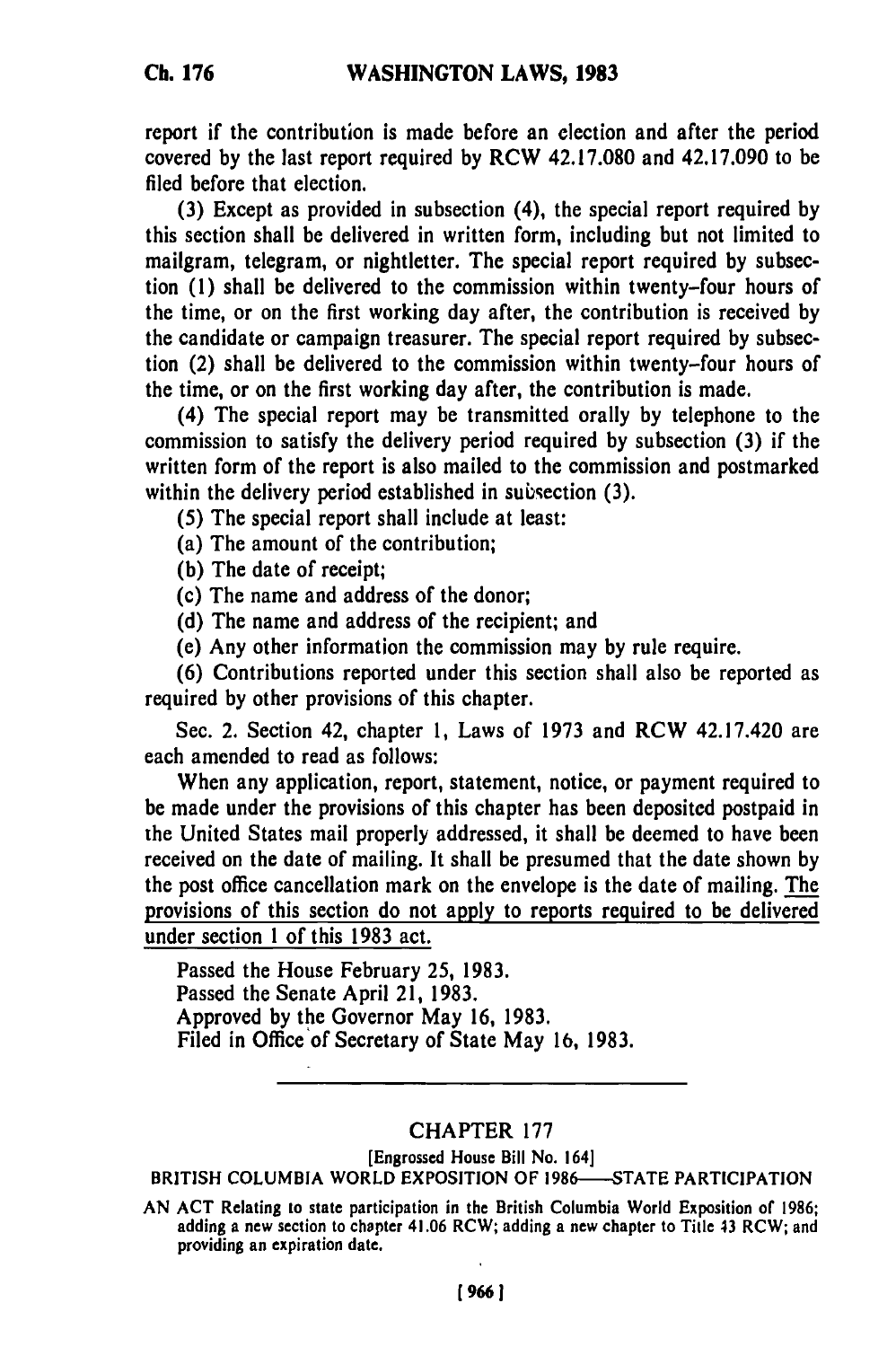report if the contribution is made before an election and after the period covered by the last report required by RCW 42.17.080 and 42.17.090 to be filed before that election.

(3) Except as provided in subsection (4), the special report required by this section shall be delivered in written form, including but not limited to mailgram, telegram, or nightletter. The special report required by subsection (1) shall be delivered to the commission within twenty-four hours of the time, or on the first working day after, the contribution is received by the candidate or campaign treasurer. The special report required by subsection (2) shall be delivered to the commission within twenty-four hours of the time, or on the first working day after, the contribution is made.

(4) The special report may be transmitted orally by telephone to the commission to satisfy the delivery period required by subsection (3) if the written form of the report is also mailed to the commission and postmarked within the delivery period established in subsection (3).

(5) The special report shall include at least:

(a) The amount of the contribution;

(b) The date of receipt;

(c) The name and address of the donor;

(d) The name and address of the recipient; and

(e) Any other information the commission may by rule require.

(6) Contributions reported under this section shall also be reported as required by other provisions of this chapter.

Sec. 2. Section 42, chapter 1, Laws of 1973 and RCW 42.17.420 are each amended to read as follows:

When any application, report, statement, notice, or payment required to be made under the provisions of this chapter has been deposited postpaid in the United States mail properly addressed, it shall be deemed to have been received on the date of mailing. It shall be presumed that the date shown by the post office cancellation mark on the envelope is the date of mailing. <u>The provisions of this section do not apply to reports required to be delivered under section 1 of this 1983 act.</u>

Passed the House February 25, 1983.
Passed the Senate April 21, 1983.
Approved by the Governor May 16, 1983.
Filed in Office of Secretary of State May 16, 1983.

---

## CHAPTER 177

[Engrossed House Bill No. 164]

BRITISH COLUMBIA WORLD EXPOSITION OF 1986—STATE PARTICIPATION

AN ACT Relating to state participation in the British Columbia World Exposition of 1986; adding a new section to chapter 41.06 RCW; adding a new chapter to Title 43 RCW; and providing an expiration date.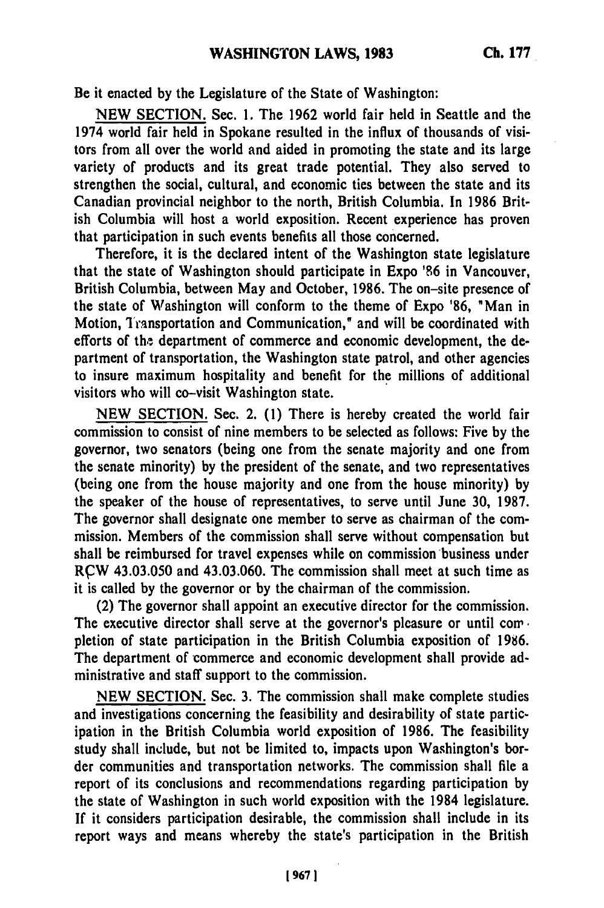Be it enacted by the Legislature of the State of Washington:

NEW SECTION. Sec. 1. The 1962 world fair held in Seattle and the 1974 world fair held in Spokane resulted in the influx of thousands of visitors from all over the world and aided in promoting the state and its large variety of products and its great trade potential. They also served to strengthen the social, cultural, and economic ties between the state and its Canadian provincial neighbor to the north, British Columbia. In 1986 British Columbia will host a world exposition. Recent experience has proven that participation in such events benefits all those concerned.

Therefore, it is the declared intent of the Washington state legislature that the state of Washington should participate in Expo '86 in Vancouver, British Columbia, between May and October, 1986. The on-site presence of the state of Washington will conform to the theme of Expo '86, "Man in Motion, Transportation and Communication," and will be coordinated with efforts of the department of commerce and economic development, the department of transportation, the Washington state patrol, and other agencies to insure maximum hospitality and benefit for the millions of additional visitors who will co-visit Washington state.

NEW SECTION. Sec. 2. (1) There is hereby created the world fair commission to consist of nine members to be selected as follows: Five by the governor, two senators (being one from the senate majority and one from the senate minority) by the president of the senate, and two representatives (being one from the house majority and one from the house minority) by the speaker of the house of representatives, to serve until June 30, 1987. The governor shall designate one member to serve as chairman of the commission. Members of the commission shall serve without compensation but shall be reimbursed for travel expenses while on commission business under RCW 43.03.050 and 43.03.060. The commission shall meet at such time as it is called by the governor or by the chairman of the commission.

(2) The governor shall appoint an executive director for the commission. The executive director shall serve at the governor's pleasure or until completion of state participation in the British Columbia exposition of 1986. The department of commerce and economic development shall provide administrative and staff support to the commission.

NEW SECTION. Sec. 3. The commission shall make complete studies and investigations concerning the feasibility and desirability of state participation in the British Columbia world exposition of 1986. The feasibility study shall include, but not be limited to, impacts upon Washington's border communities and transportation networks. The commission shall file a report of its conclusions and recommendations regarding participation by the state of Washington in such world exposition with the 1984 legislature. If it considers participation desirable, the commission shall include in its report ways and means whereby the state's participation in the British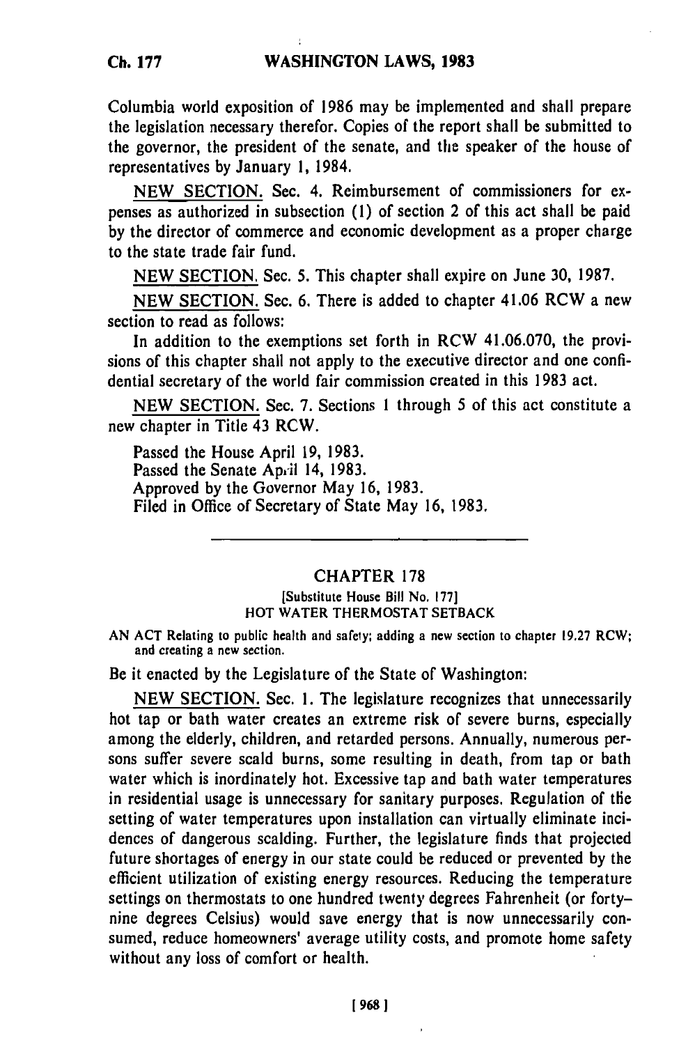Columbia world exposition of 1986 may be implemented and shall prepare the legislation necessary therefor. Copies of the report shall be submitted to the governor, the president of the senate, and the speaker of the house of representatives by January 1, 1984.

NEW SECTION. Sec. 4. Reimbursement of commissioners for expenses as authorized in subsection (1) of section 2 of this act shall be paid by the director of commerce and economic development as a proper charge to the state trade fair fund.

NEW SECTION. Sec. 5. This chapter shall expire on June 30, 1987.

NEW SECTION. Sec. 6. There is added to chapter 41.06 RCW a new section to read as follows:

In addition to the exemptions set forth in RCW 41.06.070, the provisions of this chapter shall not apply to the executive director and one confidential secretary of the world fair commission created in this 1983 act.

NEW SECTION. Sec. 7. Sections 1 through 5 of this act constitute a new chapter in Title 43 RCW.

Passed the House April 19, 1983.
Passed the Senate April 14, 1983.
Approved by the Governor May 16, 1983.
Filed in Office of Secretary of State May 16, 1983.

---

## CHAPTER 178

[Substitute House Bill No. 177]
HOT WATER THERMOSTAT SETBACK

AN ACT Relating to public health and safety; adding a new section to chapter 19.27 RCW; and creating a new section.

Be it enacted by the Legislature of the State of Washington:

NEW SECTION. Sec. 1. The legislature recognizes that unnecessarily hot tap or bath water creates an extreme risk of severe burns, especially among the elderly, children, and retarded persons. Annually, numerous persons suffer severe scald burns, some resulting in death, from tap or bath water which is inordinately hot. Excessive tap and bath water temperatures in residential usage is unnecessary for sanitary purposes. Regulation of the setting of water temperatures upon installation can virtually eliminate incidences of dangerous scalding. Further, the legislature finds that projected future shortages of energy in our state could be reduced or prevented by the efficient utilization of existing energy resources. Reducing the temperature settings on thermostats to one hundred twenty degrees Fahrenheit (or forty-nine degrees Celsius) would save energy that is now unnecessarily consumed, reduce homeowners' average utility costs, and promote home safety without any loss of comfort or health.